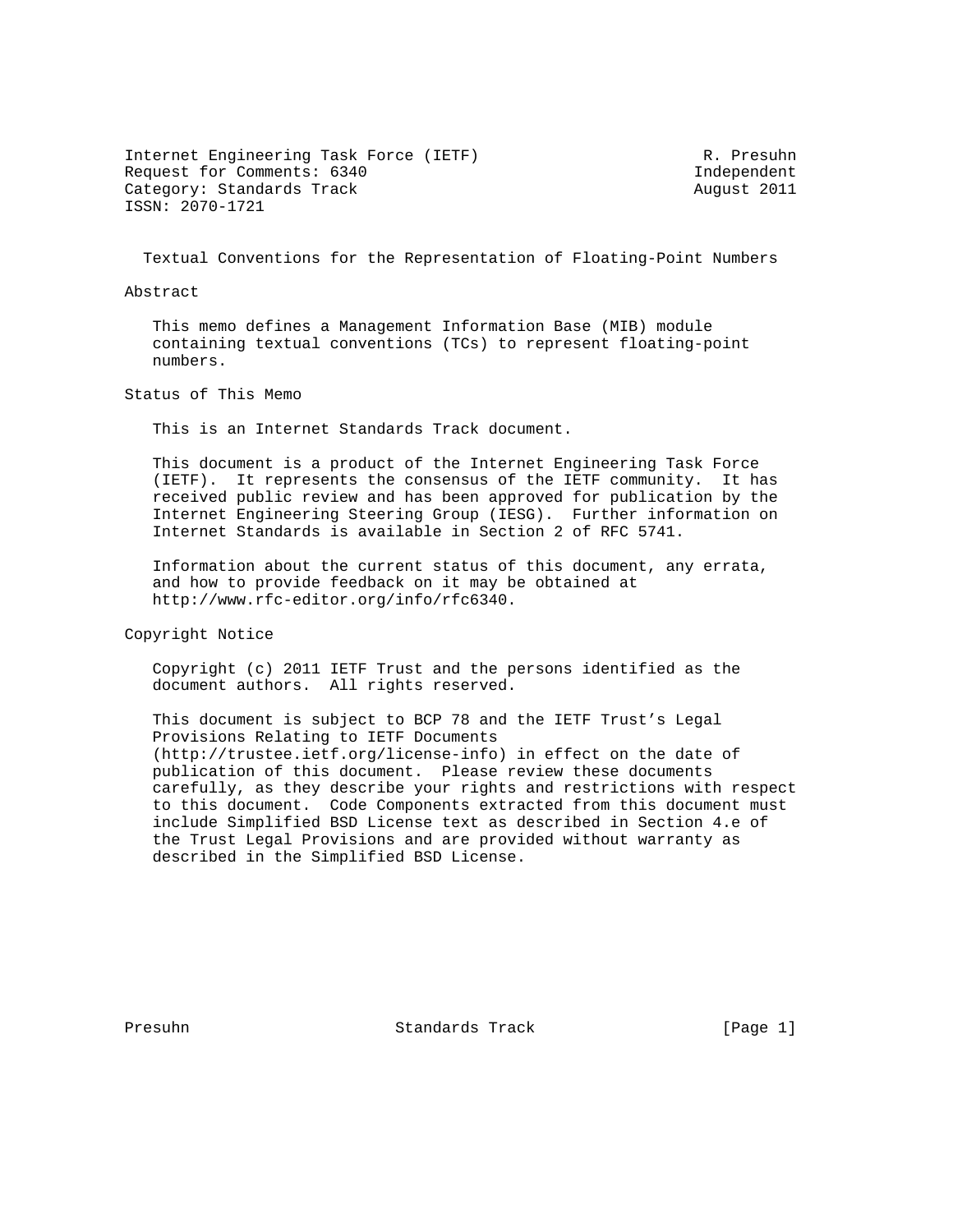Internet Engineering Task Force (IETF) R. Presuhn
Request for Comments: 6340 Independent
Category: Standards Track August 2011
ISSN: 2070-1721

# Textual Conventions for the Representation of Floating-Point Numbers

## Abstract

This memo defines a Management Information Base (MIB) module containing textual conventions (TCs) to represent floating-point numbers.

## Status of This Memo

This is an Internet Standards Track document.

This document is a product of the Internet Engineering Task Force (IETF). It represents the consensus of the IETF community. It has received public review and has been approved for publication by the Internet Engineering Steering Group (IESG). Further information on Internet Standards is available in Section 2 of RFC 5741.

Information about the current status of this document, any errata, and how to provide feedback on it may be obtained at http://www.rfc-editor.org/info/rfc6340.

## Copyright Notice

Copyright (c) 2011 IETF Trust and the persons identified as the document authors. All rights reserved.

This document is subject to BCP 78 and the IETF Trust's Legal Provisions Relating to IETF Documents (http://trustee.ietf.org/license-info) in effect on the date of publication of this document. Please review these documents carefully, as they describe your rights and restrictions with respect to this document. Code Components extracted from this document must include Simplified BSD License text as described in Section 4.e of the Trust Legal Provisions and are provided without warranty as described in the Simplified BSD License.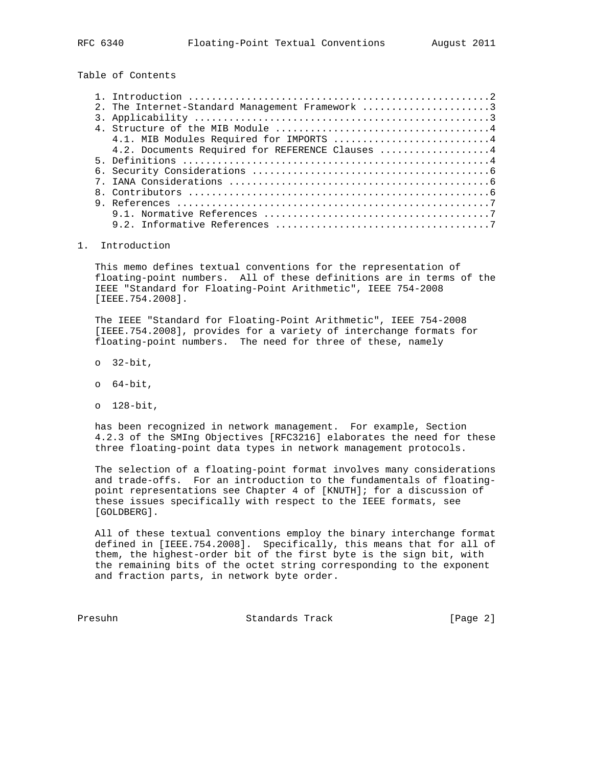Table of Contents

```
   1. Introduction ....................................................2
   2. The Internet-Standard Management Framework ......................3
   3. Applicability ...................................................3
   4. Structure of the MIB Module .....................................4
      4.1. MIB Modules Required for IMPORTS ...........................4
      4.2. Documents Required for REFERENCE Clauses ...................4
   5. Definitions .....................................................4
   6. Security Considerations .........................................6
   7. IANA Considerations .............................................6
   8. Contributors ....................................................6
   9. References ......................................................7
      9.1. Normative References .......................................7
      9.2. Informative References .....................................7
```

## 1. Introduction

This memo defines textual conventions for the representation of floating-point numbers. All of these definitions are in terms of the IEEE "Standard for Floating-Point Arithmetic", IEEE 754-2008 [IEEE.754.2008].

The IEEE "Standard for Floating-Point Arithmetic", IEEE 754-2008 [IEEE.754.2008], provides for a variety of interchange formats for floating-point numbers. The need for three of these, namely

- 32-bit,
- 64-bit,
- 128-bit,

has been recognized in network management. For example, Section 4.2.3 of the SMIng Objectives [RFC3216] elaborates the need for these three floating-point data types in network management protocols.

The selection of a floating-point format involves many considerations and trade-offs. For an introduction to the fundamentals of floating-point representations see Chapter 4 of [KNUTH]; for a discussion of these issues specifically with respect to the IEEE formats, see [GOLDBERG].

All of these textual conventions employ the binary interchange format defined in [IEEE.754.2008]. Specifically, this means that for all of them, the highest-order bit of the first byte is the sign bit, with the remaining bits of the octet string corresponding to the exponent and fraction parts, in network byte order.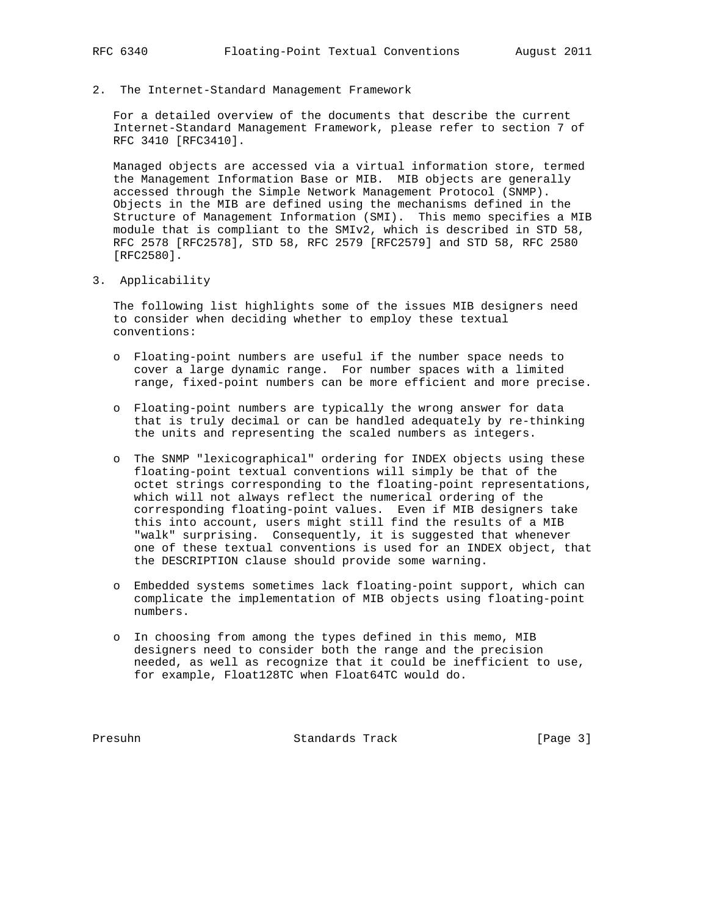## 2. The Internet-Standard Management Framework

For a detailed overview of the documents that describe the current Internet-Standard Management Framework, please refer to section 7 of RFC 3410 [RFC3410].

Managed objects are accessed via a virtual information store, termed the Management Information Base or MIB. MIB objects are generally accessed through the Simple Network Management Protocol (SNMP). Objects in the MIB are defined using the mechanisms defined in the Structure of Management Information (SMI). This memo specifies a MIB module that is compliant to the SMIv2, which is described in STD 58, RFC 2578 [RFC2578], STD 58, RFC 2579 [RFC2579] and STD 58, RFC 2580 [RFC2580].

## 3. Applicability

The following list highlights some of the issues MIB designers need to consider when deciding whether to employ these textual conventions:

- Floating-point numbers are useful if the number space needs to cover a large dynamic range. For number spaces with a limited range, fixed-point numbers can be more efficient and more precise.

- Floating-point numbers are typically the wrong answer for data that is truly decimal or can be handled adequately by re-thinking the units and representing the scaled numbers as integers.

- The SNMP "lexicographical" ordering for INDEX objects using these floating-point textual conventions will simply be that of the octet strings corresponding to the floating-point representations, which will not always reflect the numerical ordering of the corresponding floating-point values. Even if MIB designers take this into account, users might still find the results of a MIB "walk" surprising. Consequently, it is suggested that whenever one of these textual conventions is used for an INDEX object, that the DESCRIPTION clause should provide some warning.

- Embedded systems sometimes lack floating-point support, which can complicate the implementation of MIB objects using floating-point numbers.

- In choosing from among the types defined in this memo, MIB designers need to consider both the range and the precision needed, as well as recognize that it could be inefficient to use, for example, Float128TC when Float64TC would do.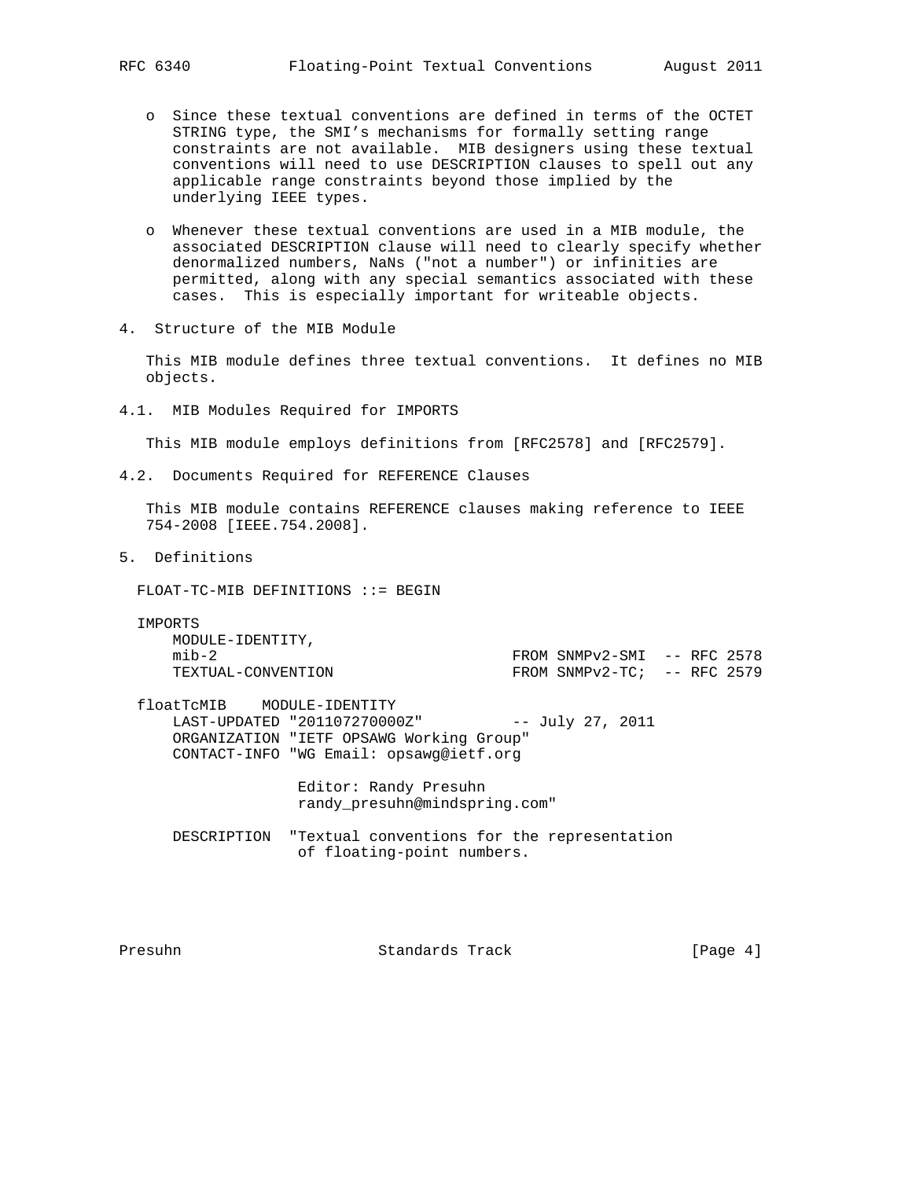- Since these textual conventions are defined in terms of the OCTET STRING type, the SMI's mechanisms for formally setting range constraints are not available. MIB designers using these textual conventions will need to use DESCRIPTION clauses to spell out any applicable range constraints beyond those implied by the underlying IEEE types.

- Whenever these textual conventions are used in a MIB module, the associated DESCRIPTION clause will need to clearly specify whether denormalized numbers, NaNs ("not a number") or infinities are permitted, along with any special semantics associated with these cases. This is especially important for writeable objects.

## 4. Structure of the MIB Module

This MIB module defines three textual conventions. It defines no MIB objects.

### 4.1. MIB Modules Required for IMPORTS

This MIB module employs definitions from [RFC2578] and [RFC2579].

### 4.2. Documents Required for REFERENCE Clauses

This MIB module contains REFERENCE clauses making reference to IEEE 754-2008 [IEEE.754.2008].

## 5. Definitions

```
FLOAT-TC-MIB DEFINITIONS ::= BEGIN

IMPORTS
    MODULE-IDENTITY,
    mib-2                              FROM SNMPv2-SMI  -- RFC 2578
    TEXTUAL-CONVENTION                 FROM SNMPv2-TC;  -- RFC 2579

floatTcMIB    MODULE-IDENTITY
    LAST-UPDATED "201107270000Z"          -- July 27, 2011
    ORGANIZATION "IETF OPSAWG Working Group"
    CONTACT-INFO "WG Email: opsawg@ietf.org

                  Editor: Randy Presuhn
                  randy_presuhn@mindspring.com"

    DESCRIPTION  "Textual conventions for the representation
                  of floating-point numbers.
```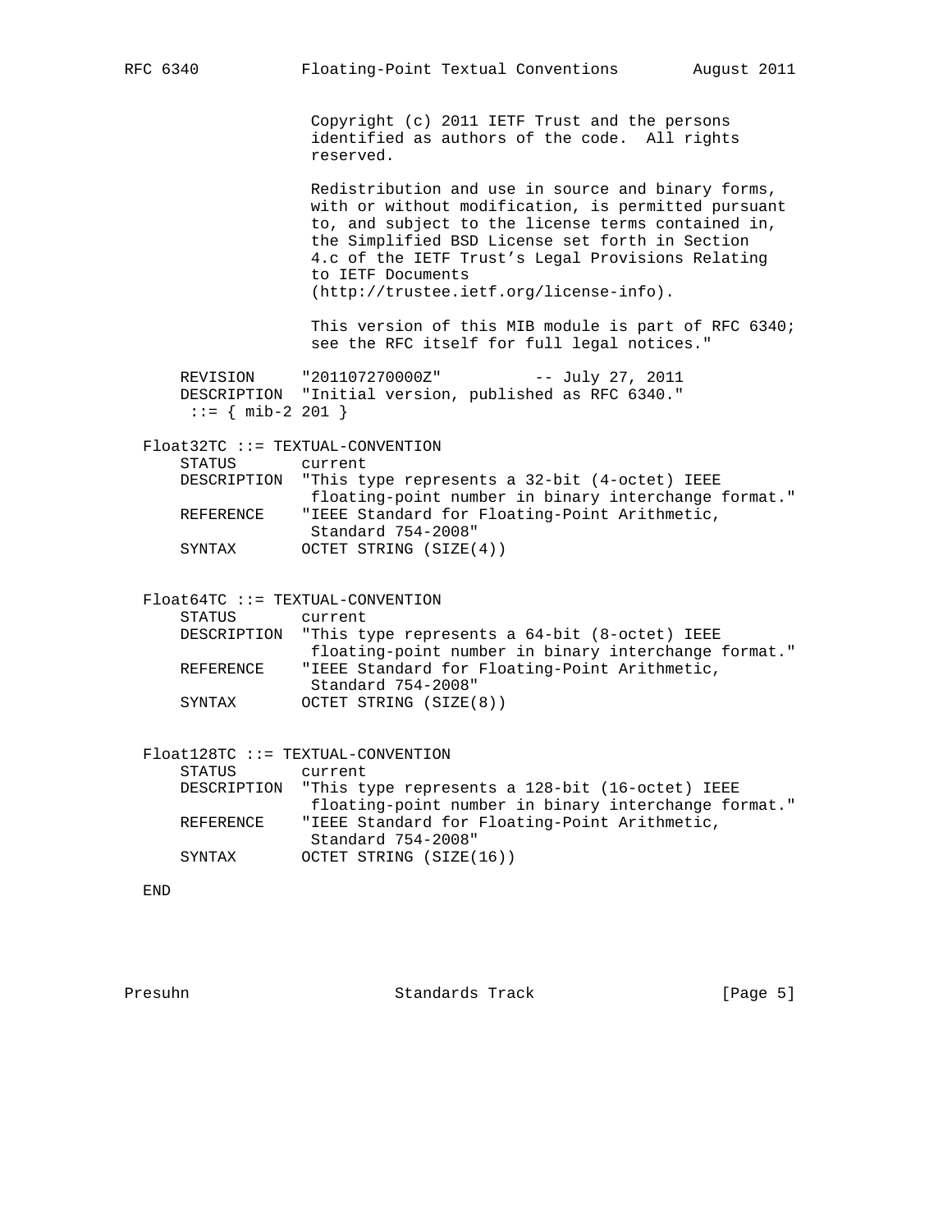```
                Copyright (c) 2011 IETF Trust and the persons
                identified as authors of the code.  All rights
                reserved.

                Redistribution and use in source and binary forms,
                with or without modification, is permitted pursuant
                to, and subject to the license terms contained in,
                the Simplified BSD License set forth in Section
                4.c of the IETF Trust's Legal Provisions Relating
                to IETF Documents
                (http://trustee.ietf.org/license-info).

                This version of this MIB module is part of RFC 6340;
                see the RFC itself for full legal notices."

    REVISION     "201107270000Z"          -- July 27, 2011
    DESCRIPTION  "Initial version, published as RFC 6340."
     ::= { mib-2 201 }

Float32TC ::= TEXTUAL-CONVENTION
    STATUS       current
    DESCRIPTION  "This type represents a 32-bit (4-octet) IEEE
                  floating-point number in binary interchange format."
    REFERENCE    "IEEE Standard for Floating-Point Arithmetic,
                  Standard 754-2008"
    SYNTAX       OCTET STRING (SIZE(4))


Float64TC ::= TEXTUAL-CONVENTION
    STATUS       current
    DESCRIPTION  "This type represents a 64-bit (8-octet) IEEE
                  floating-point number in binary interchange format."
    REFERENCE    "IEEE Standard for Floating-Point Arithmetic,
                  Standard 754-2008"
    SYNTAX       OCTET STRING (SIZE(8))


Float128TC ::= TEXTUAL-CONVENTION
    STATUS       current
    DESCRIPTION  "This type represents a 128-bit (16-octet) IEEE
                  floating-point number in binary interchange format."
    REFERENCE    "IEEE Standard for Floating-Point Arithmetic,
                  Standard 754-2008"
    SYNTAX       OCTET STRING (SIZE(16))

END
```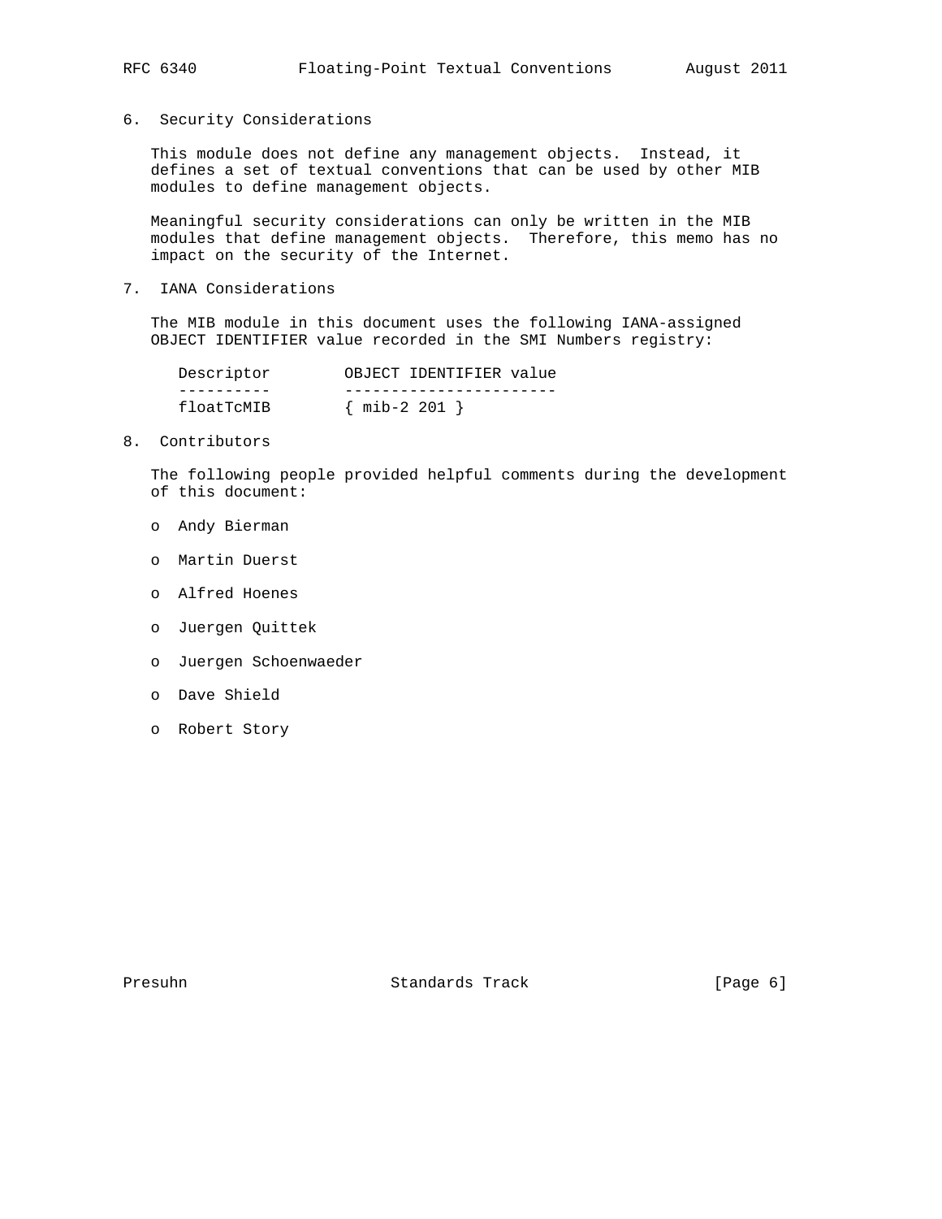## 6. Security Considerations

This module does not define any management objects. Instead, it defines a set of textual conventions that can be used by other MIB modules to define management objects.

Meaningful security considerations can only be written in the MIB modules that define management objects. Therefore, this memo has no impact on the security of the Internet.

## 7. IANA Considerations

The MIB module in this document uses the following IANA-assigned OBJECT IDENTIFIER value recorded in the SMI Numbers registry:

| Descriptor | OBJECT IDENTIFIER value |
|---|---|
| floatTcMIB | { mib-2 201 } |

## 8. Contributors

The following people provided helpful comments during the development of this document:

- Andy Bierman
- Martin Duerst
- Alfred Hoenes
- Juergen Quittek
- Juergen Schoenwaeder
- Dave Shield
- Robert Story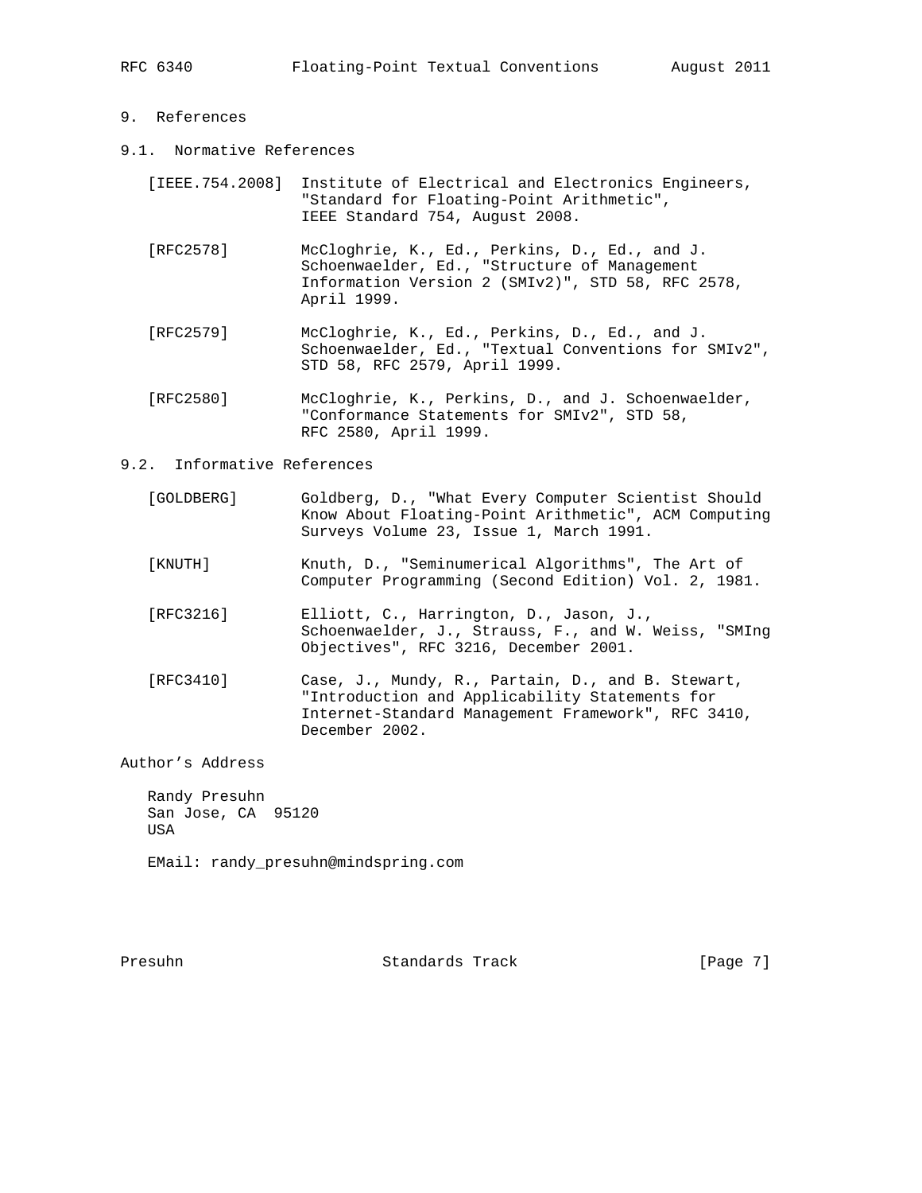## 9. References

### 9.1. Normative References

[IEEE.754.2008] Institute of Electrical and Electronics Engineers, "Standard for Floating-Point Arithmetic", IEEE Standard 754, August 2008.

[RFC2578] McCloghrie, K., Ed., Perkins, D., Ed., and J. Schoenwaelder, Ed., "Structure of Management Information Version 2 (SMIv2)", STD 58, RFC 2578, April 1999.

[RFC2579] McCloghrie, K., Ed., Perkins, D., Ed., and J. Schoenwaelder, Ed., "Textual Conventions for SMIv2", STD 58, RFC 2579, April 1999.

[RFC2580] McCloghrie, K., Perkins, D., and J. Schoenwaelder, "Conformance Statements for SMIv2", STD 58, RFC 2580, April 1999.

### 9.2. Informative References

[GOLDBERG] Goldberg, D., "What Every Computer Scientist Should Know About Floating-Point Arithmetic", ACM Computing Surveys Volume 23, Issue 1, March 1991.

[KNUTH] Knuth, D., "Seminumerical Algorithms", The Art of Computer Programming (Second Edition) Vol. 2, 1981.

[RFC3216] Elliott, C., Harrington, D., Jason, J., Schoenwaelder, J., Strauss, F., and W. Weiss, "SMIng Objectives", RFC 3216, December 2001.

[RFC3410] Case, J., Mundy, R., Partain, D., and B. Stewart, "Introduction and Applicability Statements for Internet-Standard Management Framework", RFC 3410, December 2002.

## Author's Address

Randy Presuhn
San Jose, CA 95120
USA

EMail: randy_presuhn@mindspring.com